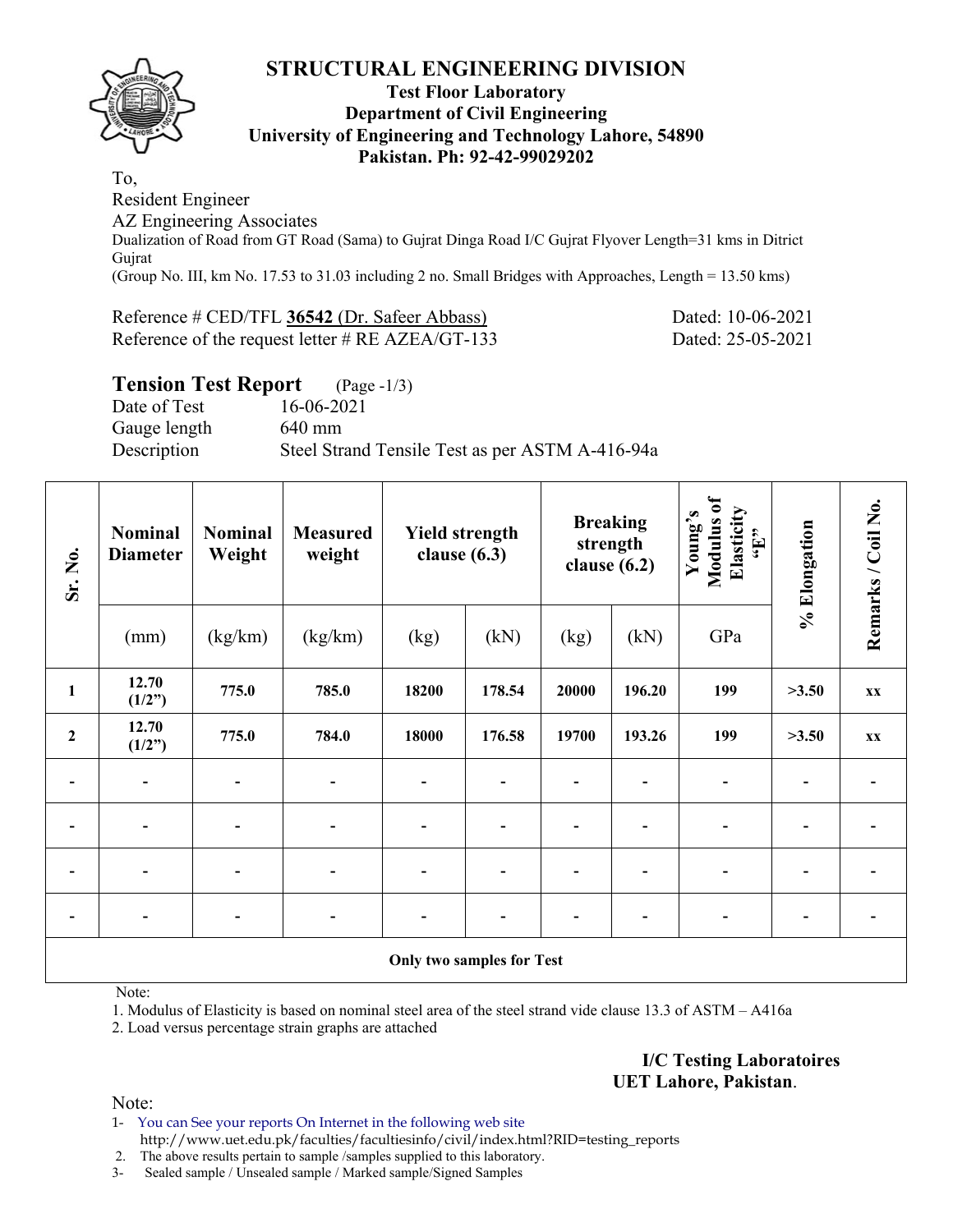# STRUCTURAL ENGINEERING DIVISION

**Test Floor Laboratory**
**Department of Civil Engineering**
**University of Engineering and Technology Lahore, 54890**
**Pakistan. Ph: 92-42-99029202**

To,
Resident Engineer
AZ Engineering Associates
Dualization of Road from GT Road (Sama) to Gujrat Dinga Road I/C Gujrat Flyover Length=31 kms in Ditrict Gujrat
(Group No. III, km No. 17.53 to 31.03 including 2 no. Small Bridges with Approaches, Length = 13.50 kms)

Reference # CED/TFL **36542** (Dr. Safeer Abbass) Dated: 10-06-2021
Reference of the request letter # RE AZEA/GT-133 Dated: 25-05-2021

## Tension Test Report (Page -1/3)

Date of Test 16-06-2021
Gauge length 640 mm
Description Steel Strand Tensile Test as per ASTM A-416-94a

| Sr. No. | Nominal Diameter | Nominal Weight | Measured weight | Yield strength clause (6.3) | | Breaking strength clause (6.2) | | Young's Modulus of Elasticity "E" | % Elongation | Remarks / Coil No. |
|---|---|---|---|---|---|---|---|---|---|---|
| | (mm) | (kg/km) | (kg/km) | (kg) | (kN) | (kg) | (kN) | GPa | | |
| 1 | 12.70 (1/2") | 775.0 | 785.0 | 18200 | 178.54 | 20000 | 196.20 | 199 | >3.50 | xx |
| 2 | 12.70 (1/2") | 775.0 | 784.0 | 18000 | 176.58 | 19700 | 193.26 | 199 | >3.50 | xx |
| - | - | - | - | - | - | - | - | - | - | - |
| - | - | - | - | - | - | - | - | - | - | - |
| - | - | - | - | - | - | - | - | - | - | - |
| - | - | - | - | - | - | - | - | - | - | - |
| **Only two samples for Test** | | | | | | | | | | |

Note:
1. Modulus of Elasticity is based on nominal steel area of the steel strand vide clause 13.3 of ASTM – A416a
2. Load versus percentage strain graphs are attached

**I/C Testing Laboratoires**
**UET Lahore, Pakistan**.

Note:
1- You can See your reports On Internet in the following web site
http://www.uet.edu.pk/faculties/facultiesinfo/civil/index.html?RID=testing_reports
2. The above results pertain to sample /samples supplied to this laboratory.
3- Sealed sample / Unsealed sample / Marked sample/Signed Samples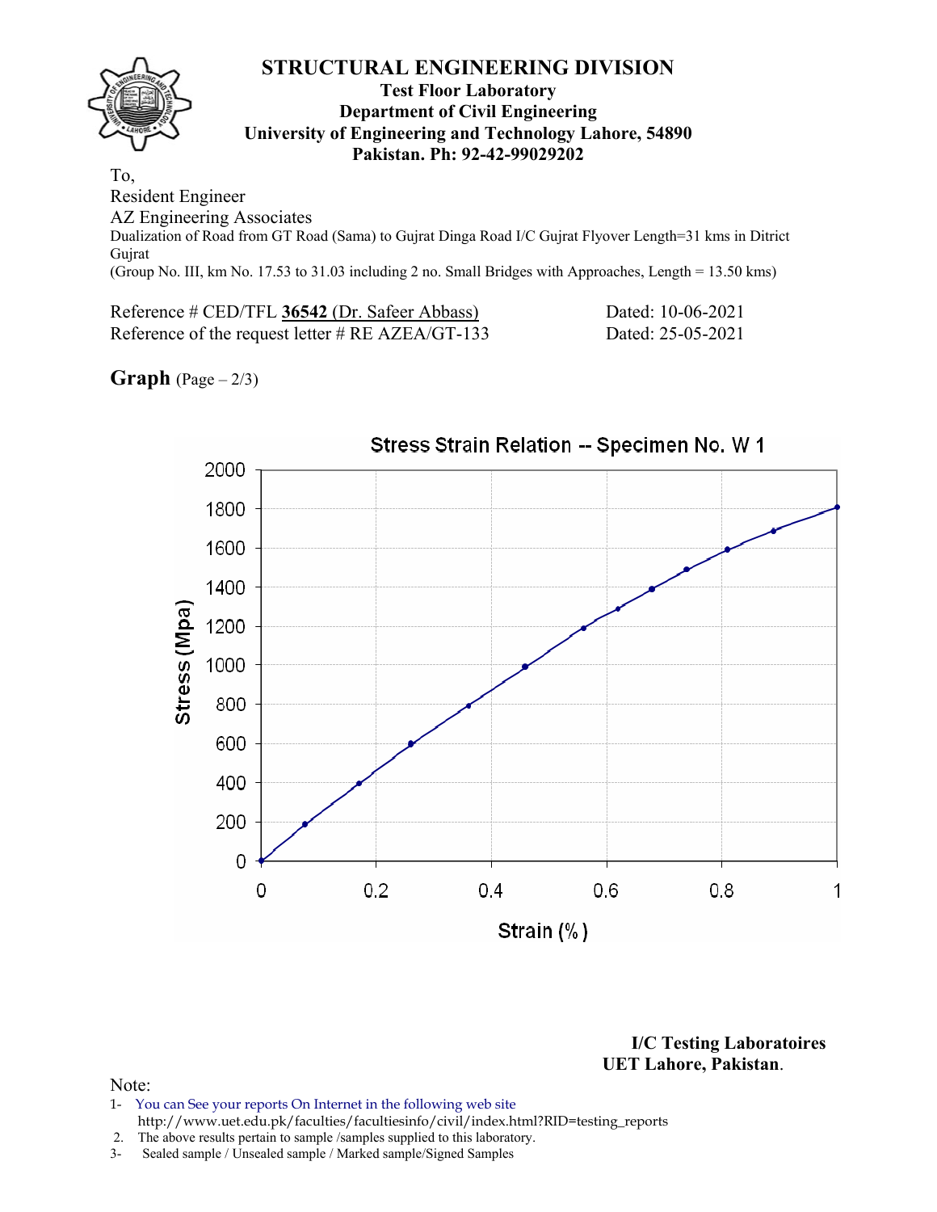# STRUCTURAL ENGINEERING DIVISION

**Test Floor Laboratory**
**Department of Civil Engineering**
**University of Engineering and Technology Lahore, 54890**
**Pakistan. Ph: 92-42-99029202**

To,
Resident Engineer
AZ Engineering Associates
Dualization of Road from GT Road (Sama) to Gujrat Dinga Road I/C Gujrat Flyover Length=31 kms in Ditrict Gujrat
(Group No. III, km No. 17.53 to 31.03 including 2 no. Small Bridges with Approaches, Length = 13.50 kms)

Reference # CED/TFL **36542** (Dr. Safeer Abbass) Dated: 10-06-2021
Reference of the request letter # RE AZEA/GT-133 Dated: 25-05-2021

**Graph** (Page – 2/3)

Stress Strain Relation -- Specimen No. W 1

Stress (Mpa)

Strain (%)

**I/C Testing Laboratoires**
**UET Lahore, Pakistan.**

Note:
1- You can See your reports On Internet in the following web site
http://www.uet.edu.pk/faculties/facultiesinfo/civil/index.html?RID=testing_reports
2. The above results pertain to sample /samples supplied to this laboratory.
3- Sealed sample / Unsealed sample / Marked sample/Signed Samples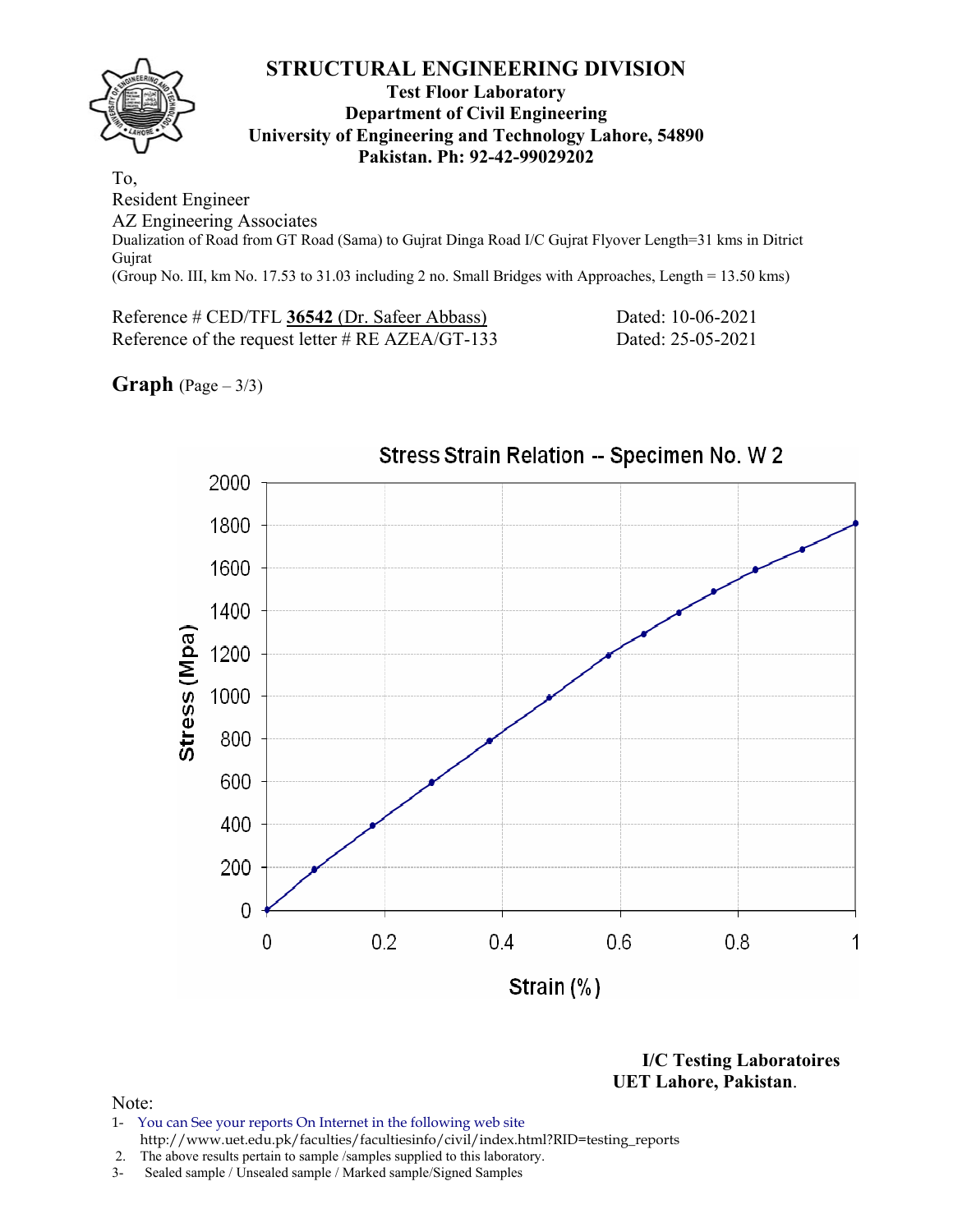# STRUCTURAL ENGINEERING DIVISION

**Test Floor Laboratory**
**Department of Civil Engineering**
**University of Engineering and Technology Lahore, 54890**
**Pakistan. Ph: 92-42-99029202**

To,
Resident Engineer
AZ Engineering Associates
Dualization of Road from GT Road (Sama) to Gujrat Dinga Road I/C Gujrat Flyover Length=31 kms in Ditrict Gujrat
(Group No. III, km No. 17.53 to 31.03 including 2 no. Small Bridges with Approaches, Length = 13.50 kms)

Reference # CED/TFL **36542** (Dr. Safeer Abbass) Dated: 10-06-2021
Reference of the request letter # RE AZEA/GT-133 Dated: 25-05-2021

**Graph** (Page – 3/3)

Stress Strain Relation -- Specimen No. W 2

**I/C Testing Laboratoires**
**UET Lahore, Pakistan**.

Note:
1- You can See your reports On Internet in the following web site
http://www.uet.edu.pk/faculties/facultiesinfo/civil/index.html?RID=testing_reports
2. The above results pertain to sample /samples supplied to this laboratory.
3- Sealed sample / Unsealed sample / Marked sample/Signed Samples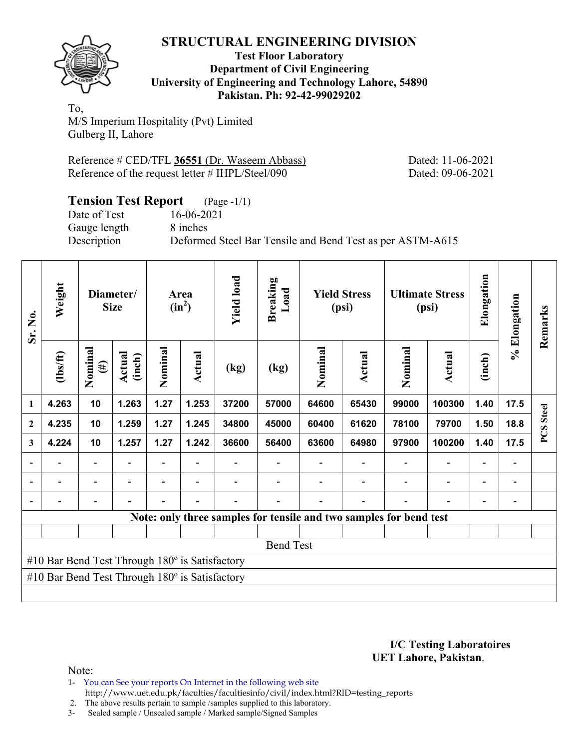# STRUCTURAL ENGINEERING DIVISION

**Test Floor Laboratory**
**Department of Civil Engineering**
**University of Engineering and Technology Lahore, 54890**
**Pakistan. Ph: 92-42-99029202**

To,
M/S Imperium Hospitality (Pvt) Limited
Gulberg II, Lahore

Reference # CED/TFL **36551** (Dr. Waseem Abbass) Dated: 11-06-2021
Reference of the request letter # IHPL/Steel/090 Dated: 09-06-2021

## Tension Test Report (Page -1/1)

Date of Test 16-06-2021
Gauge length 8 inches
Description Deformed Steel Bar Tensile and Bend Test as per ASTM-A615

| Sr. No. | Weight | Diameter/ Size | | Area ($in^2$) | | Yield load | Breaking Load | Yield Stress (psi) | | Ultimate Stress (psi) | | Elongation | % Elongation | Remarks |
|---|---|---|---|---|---|---|---|---|---|---|---|---|---|---|
| | (lbs/ft) | Nominal (#) | Actual (inch) | Nominal | Actual | (kg) | (kg) | Nominal | Actual | Nominal | Actual | (inch) | | |
| 1 | 4.263 | 10 | 1.263 | 1.27 | 1.253 | 37200 | 57000 | 64600 | 65430 | 99000 | 100300 | 1.40 | 17.5 | PCS Steel |
| 2 | 4.235 | 10 | 1.259 | 1.27 | 1.245 | 34800 | 45000 | 60400 | 61620 | 78100 | 79700 | 1.50 | 18.8 | |
| 3 | 4.224 | 10 | 1.257 | 1.27 | 1.242 | 36600 | 56400 | 63600 | 64980 | 97900 | 100200 | 1.40 | 17.5 | |
| - | - | - | - | - | - | - | - | - | - | - | - | - | - | |
| - | - | - | - | - | - | - | - | - | - | - | - | - | - | |
| - | - | - | - | - | - | - | - | - | - | - | - | - | - | |

**Note: only three samples for tensile and two samples for bend test**

Bend Test

#10 Bar Bend Test Through 180º is Satisfactory
#10 Bar Bend Test Through 180º is Satisfactory

**I/C Testing Laboratoires**
**UET Lahore, Pakistan**.

Note:
1- You can See your reports On Internet in the following web site
http://www.uet.edu.pk/faculties/facultiesinfo/civil/index.html?RID=testing_reports
2. The above results pertain to sample /samples supplied to this laboratory.
3- Sealed sample / Unsealed sample / Marked sample/Signed Samples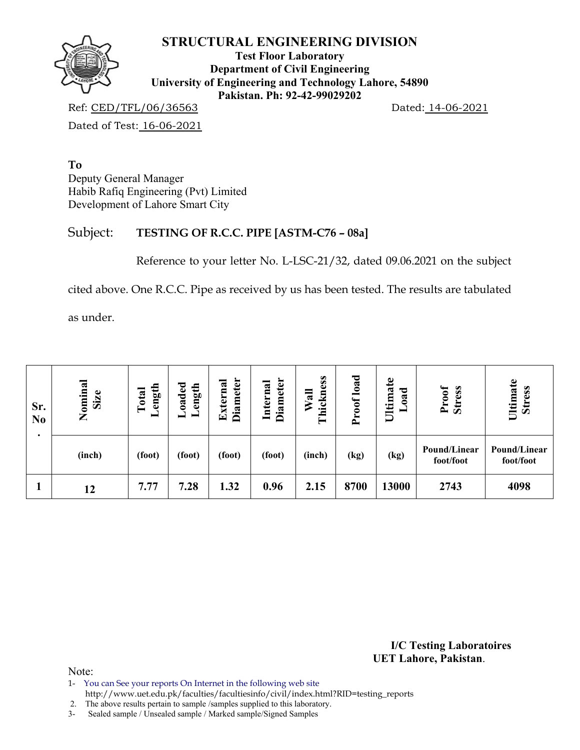## STRUCTURAL ENGINEERING DIVISION

**Test Floor Laboratory**
**Department of Civil Engineering**
**University of Engineering and Technology Lahore, 54890**
**Pakistan. Ph: 92-42-99029202**

Ref: CED/TFL/06/36563 Dated: 14-06-2021

Dated of Test: 16-06-2021

**To**
Deputy General Manager
Habib Rafiq Engineering (Pvt) Limited
Development of Lahore Smart City

Subject: **TESTING OF R.C.C. PIPE [ASTM-C76 – 08a]**

Reference to your letter No. L-LSC-21/32, dated 09.06.2021 on the subject cited above. One R.C.C. Pipe as received by us has been tested. The results are tabulated as under.

| Sr. No. | Nominal Size | Total Length | Loaded Length | External Diameter | Internal Diameter | Wall Thickness | Proof load | Ultimate Load | Proof Stress | Ultimate Stress |
|---|---|---|---|---|---|---|---|---|---|---|
| | (inch) | (foot) | (foot) | (foot) | (foot) | (inch) | (kg) | (kg) | Pound/Linear foot/foot | Pound/Linear foot/foot |
| 1 | 12 | 7.77 | 7.28 | 1.32 | 0.96 | 2.15 | 8700 | 13000 | 2743 | 4098 |

**I/C Testing Laboratoires**
**UET Lahore, Pakistan**.

Note:
1- You can See your reports On Internet in the following web site
http://www.uet.edu.pk/faculties/facultiesinfo/civil/index.html?RID=testing_reports
2. The above results pertain to sample /samples supplied to this laboratory.
3- Sealed sample / Unsealed sample / Marked sample/Signed Samples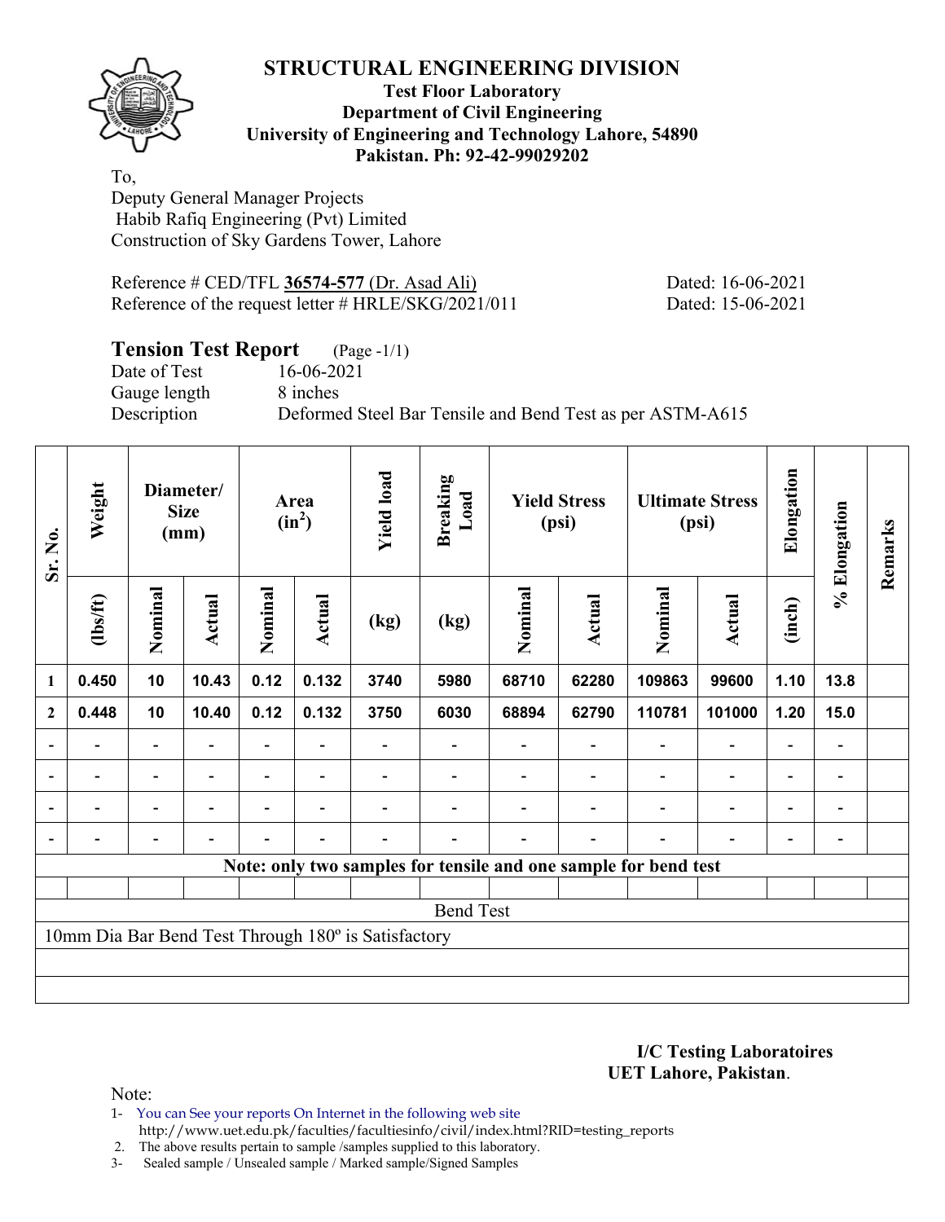# STRUCTURAL ENGINEERING DIVISION

**Test Floor Laboratory**
**Department of Civil Engineering**
**University of Engineering and Technology Lahore, 54890**
**Pakistan. Ph: 92-42-99029202**

To,
Deputy General Manager Projects
Habib Rafiq Engineering (Pvt) Limited
Construction of Sky Gardens Tower, Lahore

Reference # CED/TFL **36574-577** (Dr. Asad Ali) Dated: 16-06-2021
Reference of the request letter # HRLE/SKG/2021/011 Dated: 15-06-2021

## Tension Test Report (Page -1/1)

Date of Test 16-06-2021
Gauge length 8 inches
Description Deformed Steel Bar Tensile and Bend Test as per ASTM-A615

| Sr. No. | Weight | Diameter/ Size (mm) | | Area ($in^2$) | | Yield load | Breaking Load | Yield Stress (psi) | | Ultimate Stress (psi) | | Elongation | % Elongation | Remarks |
|---|---|---|---|---|---|---|---|---|---|---|---|---|---|---|
| | (lbs/ft) | Nominal | Actual | Nominal | Actual | (kg) | (kg) | Nominal | Actual | Nominal | Actual | (inch) | | |
| 1 | 0.450 | 10 | 10.43 | 0.12 | 0.132 | 3740 | 5980 | 68710 | 62280 | 109863 | 99600 | 1.10 | 13.8 | |
| 2 | 0.448 | 10 | 10.40 | 0.12 | 0.132 | 3750 | 6030 | 68894 | 62790 | 110781 | 101000 | 1.20 | 15.0 | |
| - | - | - | - | - | - | - | - | - | - | - | - | - | - | |
| - | - | - | - | - | - | - | - | - | - | - | - | - | - | |
| - | - | - | - | - | - | - | - | - | - | - | - | - | - | |
| - | - | - | - | - | - | - | - | - | - | - | - | - | - | |

**Note: only two samples for tensile and one sample for bend test**

Bend Test

10mm Dia Bar Bend Test Through 180º is Satisfactory

**I/C Testing Laboratoires**
**UET Lahore, Pakistan**.

Note:
1- You can See your reports On Internet in the following web site
http://www.uet.edu.pk/faculties/facultiesinfo/civil/index.html?RID=testing_reports
2. The above results pertain to sample /samples supplied to this laboratory.
3- Sealed sample / Unsealed sample / Marked sample/Signed Samples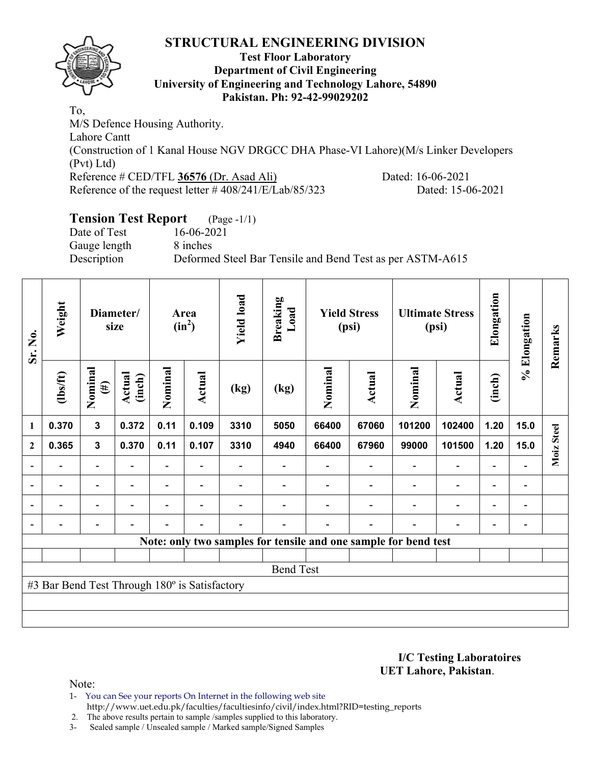# STRUCTURAL ENGINEERING DIVISION

**Test Floor Laboratory**
**Department of Civil Engineering**
**University of Engineering and Technology Lahore, 54890**
**Pakistan. Ph: 92-42-99029202**

To,
M/S Defence Housing Authority.
Lahore Cantt
(Construction of 1 Kanal House NGV DRGCC DHA Phase-VI Lahore)(M/s Linker Developers (Pvt) Ltd)
Reference # CED/TFL **36576** (Dr. Asad Ali) Dated: 16-06-2021
Reference of the request letter # 408/241/E/Lab/85/323 Dated: 15-06-2021

## Tension Test Report (Page -1/1)

Date of Test 16-06-2021
Gauge length 8 inches
Description Deformed Steel Bar Tensile and Bend Test as per ASTM-A615

| Sr. No. | Weight | Diameter/ size | | Area ($in^2$) | | Yield load | Breaking Load | Yield Stress (psi) | | Ultimate Stress (psi) | | Elongation | % Elongation | Remarks |
|---|---|---|---|---|---|---|---|---|---|---|---|---|---|---|
| | (lbs/ft) | Nominal (#) | Actual (inch) | Nominal | Actual | (kg) | (kg) | Nominal | Actual | Nominal | Actual | (inch) | | |
| 1 | 0.370 | 3 | 0.372 | 0.11 | 0.109 | 3310 | 5050 | 66400 | 67060 | 101200 | 102400 | 1.20 | 15.0 | Moiz Steel |
| 2 | 0.365 | 3 | 0.370 | 0.11 | 0.107 | 3310 | 4940 | 66400 | 67960 | 99000 | 101500 | 1.20 | 15.0 | |
| - | - | - | - | - | - | - | - | - | - | - | - | - | - | |
| - | - | - | - | - | - | - | - | - | - | - | - | - | - | |
| - | - | - | - | - | - | - | - | - | - | - | - | - | - | |
| - | - | - | - | - | - | - | - | - | - | - | - | - | - | |

**Note: only two samples for tensile and one sample for bend test**

Bend Test

#3 Bar Bend Test Through 180º is Satisfactory

**I/C Testing Laboratoires**
**UET Lahore, Pakistan**.

Note:
1- You can See your reports On Internet in the following web site
http://www.uet.edu.pk/faculties/facultiesinfo/civil/index.html?RID=testing_reports
2. The above results pertain to sample /samples supplied to this laboratory.
3- Sealed sample / Unsealed sample / Marked sample/Signed Samples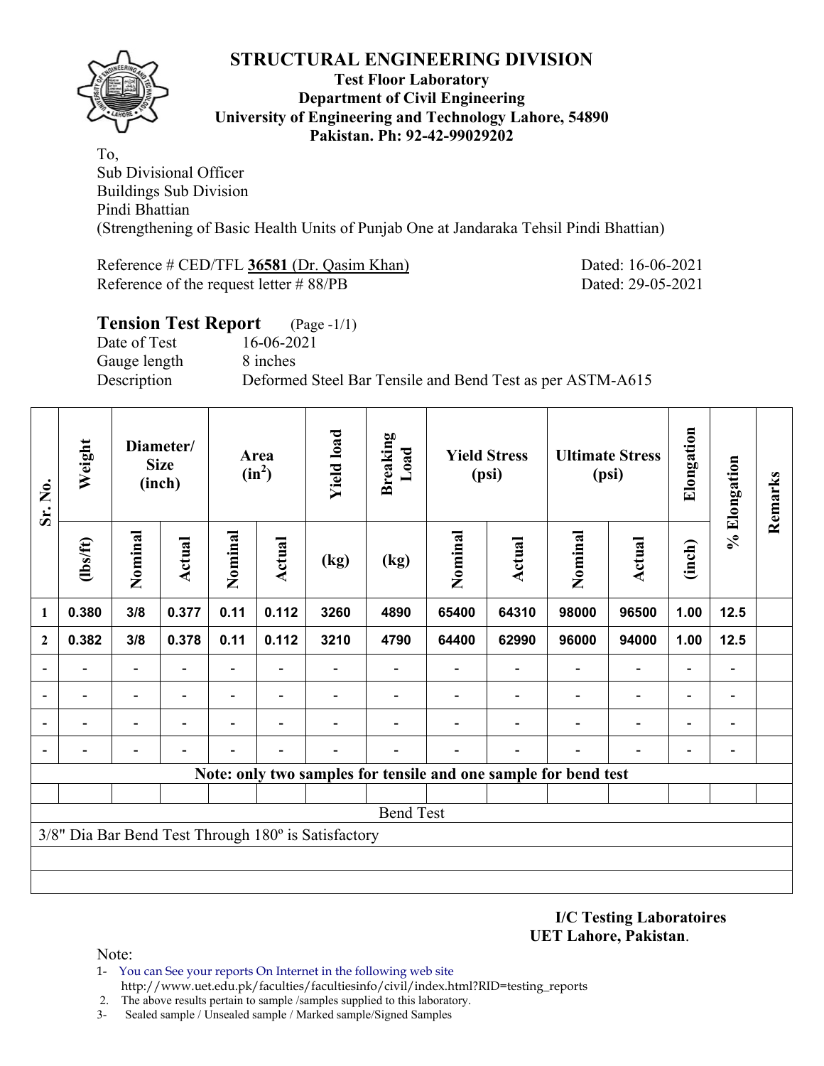# STRUCTURAL ENGINEERING DIVISION

**Test Floor Laboratory**
**Department of Civil Engineering**
**University of Engineering and Technology Lahore, 54890**
**Pakistan. Ph: 92-42-99029202**

To,
Sub Divisional Officer
Buildings Sub Division
Pindi Bhattian
(Strengthening of Basic Health Units of Punjab One at Jandaraka Tehsil Pindi Bhattian)

Reference # CED/TFL **36581** (Dr. Qasim Khan) Dated: 16-06-2021
Reference of the request letter # 88/PB Dated: 29-05-2021

## Tension Test Report (Page -1/1)

Date of Test 16-06-2021
Gauge length 8 inches
Description Deformed Steel Bar Tensile and Bend Test as per ASTM-A615

| Sr. No. | Weight | Diameter/ Size (inch) | | Area ($in^2$) | | Yield load | Breaking Load | Yield Stress (psi) | | Ultimate Stress (psi) | | Elongation | % Elongation | Remarks |
|---|---|---|---|---|---|---|---|---|---|---|---|---|---|---|
| | (lbs/ft) | Nominal | Actual | Nominal | Actual | (kg) | (kg) | Nominal | Actual | Nominal | Actual | (inch) | | |
| 1 | 0.380 | 3/8 | 0.377 | 0.11 | 0.112 | 3260 | 4890 | 65400 | 64310 | 98000 | 96500 | 1.00 | 12.5 | |
| 2 | 0.382 | 3/8 | 0.378 | 0.11 | 0.112 | 3210 | 4790 | 64400 | 62990 | 96000 | 94000 | 1.00 | 12.5 | |
| - | - | - | - | - | - | - | - | - | - | - | - | - | - | |
| - | - | - | - | - | - | - | - | - | - | - | - | - | - | |
| - | - | - | - | - | - | - | - | - | - | - | - | - | - | |
| - | - | - | - | - | - | - | - | - | - | - | - | - | - | |
| **Note: only two samples for tensile and one sample for bend test** | | | | | | | | | | | | | | |
| | | | | | | | | | | | | | | |
| Bend Test | | | | | | | | | | | | | | |
| 3/8" Dia Bar Bend Test Through 180º is Satisfactory | | | | | | | | | | | | | | |

**I/C Testing Laboratoires**
**UET Lahore, Pakistan**.

Note:
1- You can See your reports On Internet in the following web site
http://www.uet.edu.pk/faculties/facultiesinfo/civil/index.html?RID=testing_reports
2. The above results pertain to sample /samples supplied to this laboratory.
3- Sealed sample / Unsealed sample / Marked sample/Signed Samples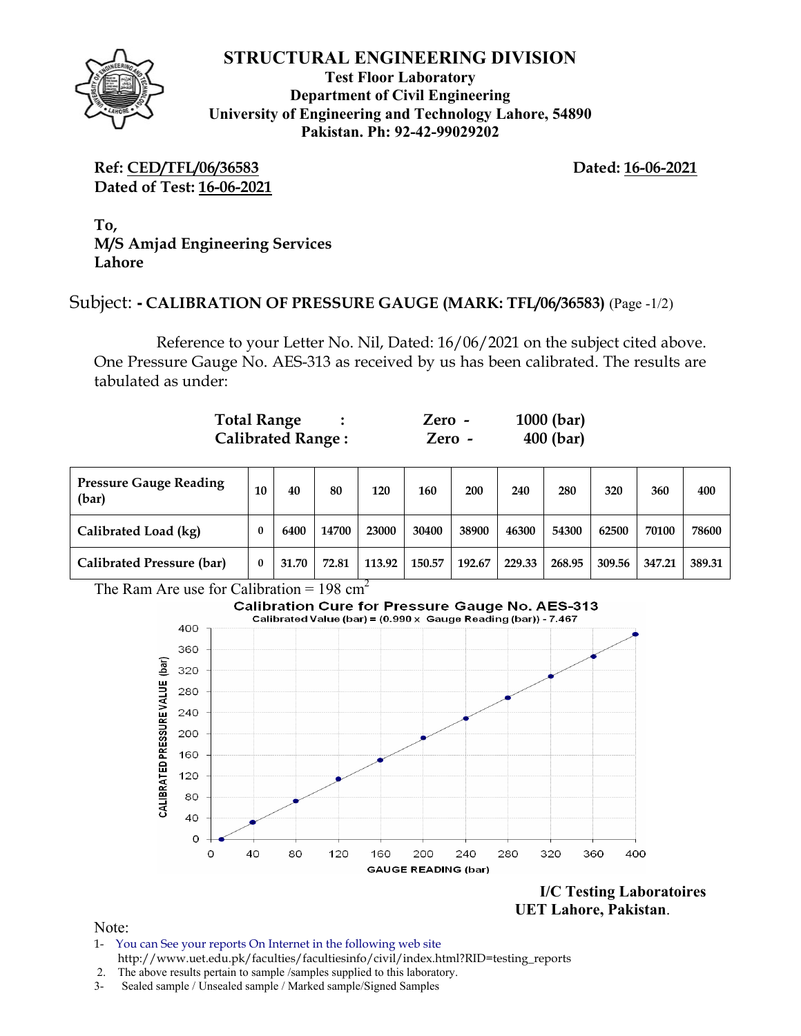# STRUCTURAL ENGINEERING DIVISION

**Test Floor Laboratory**
**Department of Civil Engineering**
**University of Engineering and Technology Lahore, 54890**
**Pakistan. Ph: 92-42-99029202**

**Ref: CED/TFL/06/36583** **Dated: 16-06-2021**
**Dated of Test: 16-06-2021**

**To,**
**M/S Amjad Engineering Services**
**Lahore**

Subject: **- CALIBRATION OF PRESSURE GAUGE (MARK: TFL/06/36583)** (Page -1/2)

Reference to your Letter No. Nil, Dated: 16/06/2021 on the subject cited above. One Pressure Gauge No. AES-313 as received by us has been calibrated. The results are tabulated as under:

**Total Range : Zero - 1000 (bar)**
**Calibrated Range : Zero - 400 (bar)**

| Pressure Gauge Reading (bar) | 10 | 40 | 80 | 120 | 160 | 200 | 240 | 280 | 320 | 360 | 400 |
|---|---|---|---|---|---|---|---|---|---|---|---|
| Calibrated Load (kg) | 0 | 6400 | 14700 | 23000 | 30400 | 38900 | 46300 | 54300 | 62500 | 70100 | 78600 |
| Calibrated Pressure (bar) | 0 | 31.70 | 72.81 | 113.92 | 150.57 | 192.67 | 229.33 | 268.95 | 309.56 | 347.21 | 389.31 |

The Ram Are use for Calibration = 198 $cm^2$

**Calibration Cure for Pressure Gauge No. AES-313**
Calibrated Value (bar) = (0.990 x Gauge Reading (bar)) - 7.467

**I/C Testing Laboratoires**
**UET Lahore, Pakistan.**

Note:
1- You can See your reports On Internet in the following web site
http://www.uet.edu.pk/faculties/facultiesinfo/civil/index.html?RID=testing_reports
2. The above results pertain to sample /samples supplied to this laboratory.
3- Sealed sample / Unsealed sample / Marked sample/Signed Samples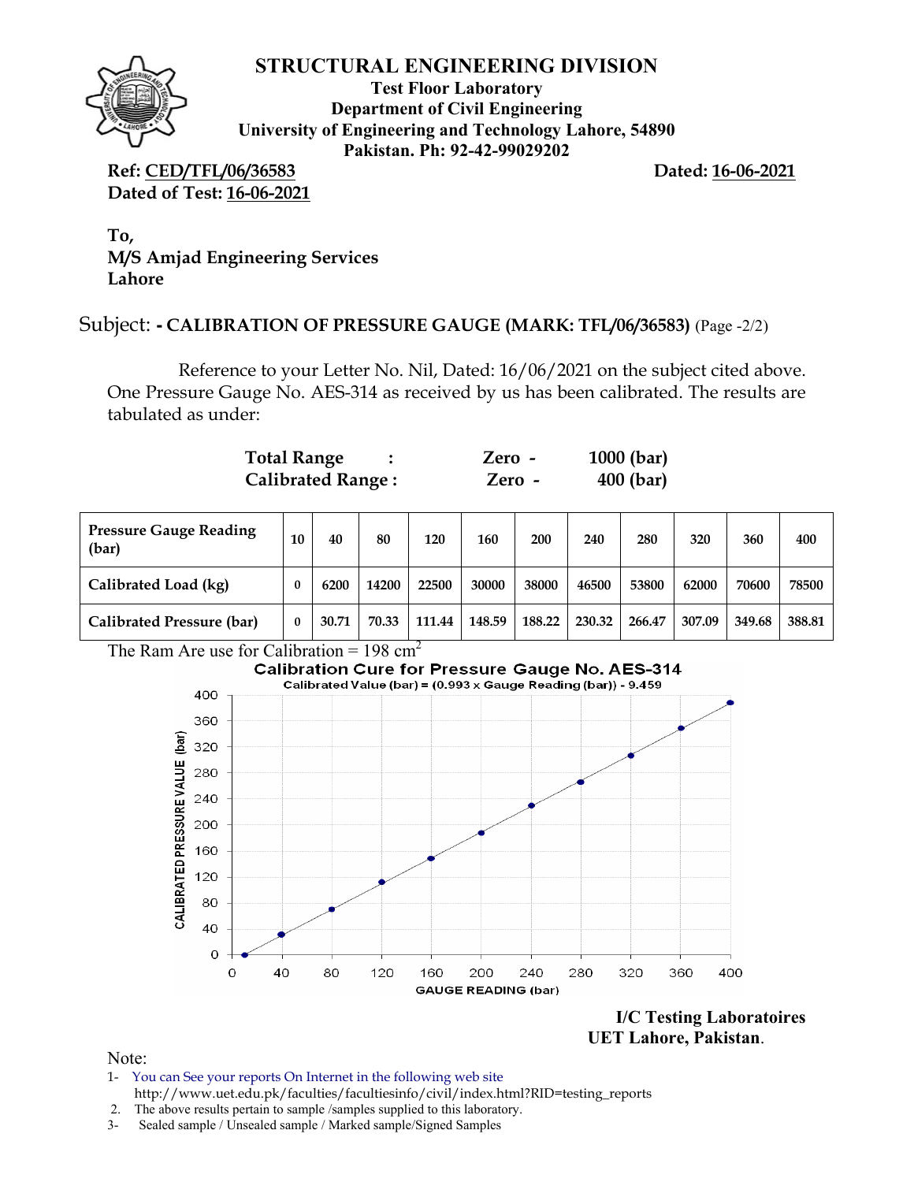# STRUCTURAL ENGINEERING DIVISION

**Test Floor Laboratory**
**Department of Civil Engineering**
**University of Engineering and Technology Lahore, 54890**
**Pakistan. Ph: 92-42-99029202**

**Ref: CED/TFL/06/36583** **Dated: 16-06-2021**
**Dated of Test: 16-06-2021**

**To,**
**M/S Amjad Engineering Services**
**Lahore**

Subject: **- CALIBRATION OF PRESSURE GAUGE (MARK: TFL/06/36583)** (Page -2/2)

Reference to your Letter No. Nil, Dated: 16/06/2021 on the subject cited above. One Pressure Gauge No. AES-314 as received by us has been calibrated. The results are tabulated as under:

**Total Range : Zero - 1000 (bar)**
**Calibrated Range : Zero - 400 (bar)**

| **Pressure Gauge Reading (bar)** | 10 | 40 | 80 | 120 | 160 | 200 | 240 | 280 | 320 | 360 | 400 |
|---|---|---|---|---|---|---|---|---|---|---|---|
| **Calibrated Load (kg)** | 0 | 6200 | 14200 | 22500 | 30000 | 38000 | 46500 | 53800 | 62000 | 70600 | 78500 |
| **Calibrated Pressure (bar)** | 0 | 30.71 | 70.33 | 111.44 | 148.59 | 188.22 | 230.32 | 266.47 | 307.09 | 349.68 | 388.81 |

The Ram Are use for Calibration = 198 $cm^2$

Calibration Cure for Pressure Gauge No. AES-314
Calibrated Value (bar) = (0.993 x Gauge Reading (bar)) - 9.459
CALIBRATED PRESSURE VALUE (bar)
GAUGE READING (bar)
0 40 80 120 160 200 240 280 320 360 400

**I/C Testing Laboratoires**
**UET Lahore, Pakistan.**

Note:
1- You can See your reports On Internet in the following web site
http://www.uet.edu.pk/faculties/facultiesinfo/civil/index.html?RID=testing_reports
2. The above results pertain to sample /samples supplied to this laboratory.
3- Sealed sample / Unsealed sample / Marked sample/Signed Samples